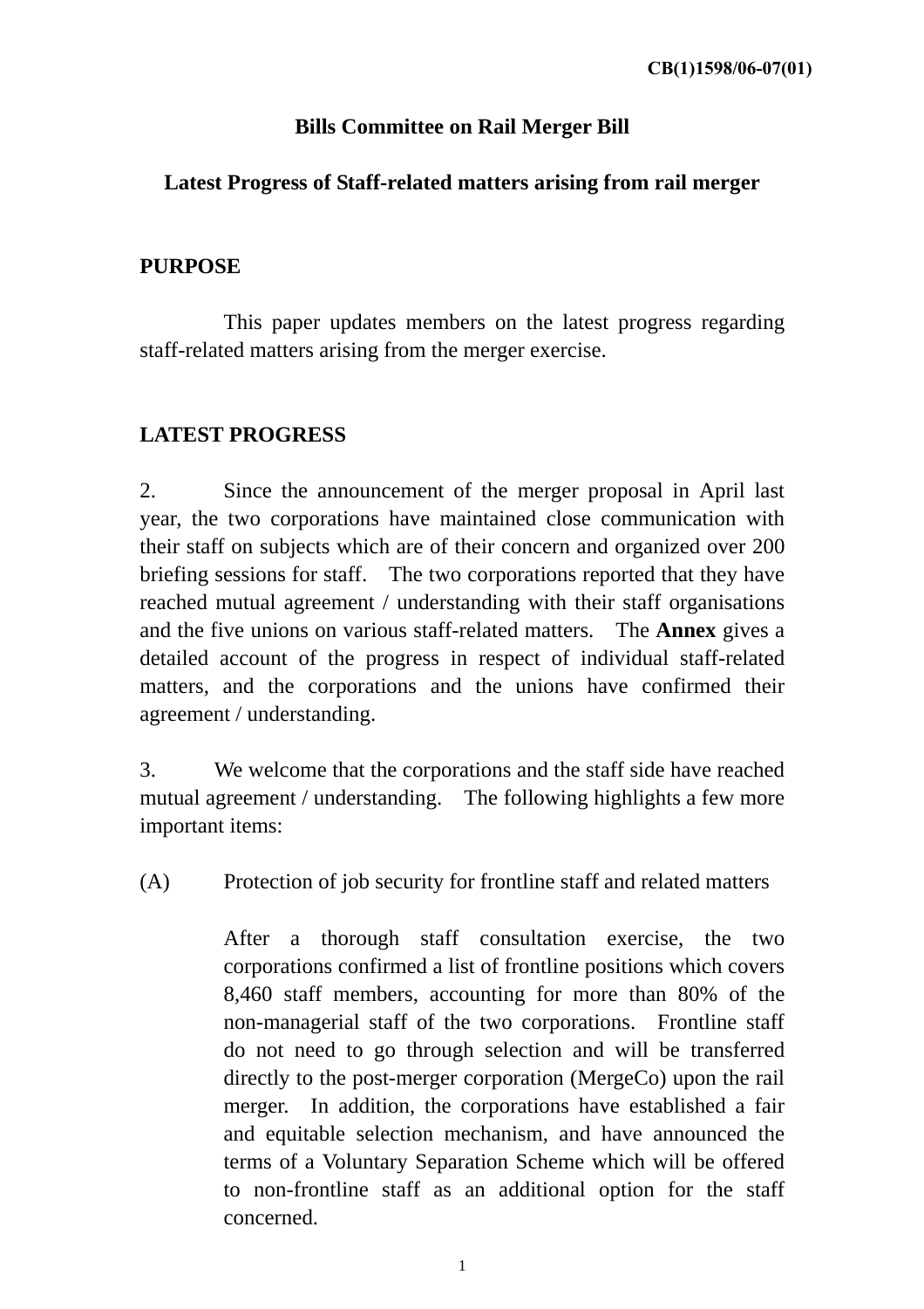CB(1)1598/06-07(01)

# Bills Committee on Rail Merger Bill

## Latest Progress of Staff-related matters arising from rail merger

**PURPOSE**

This paper updates members on the latest progress regarding staff-related matters arising from the merger exercise.

**LATEST PROGRESS**

2. Since the announcement of the merger proposal in April last year, the two corporations have maintained close communication with their staff on subjects which are of their concern and organized over 200 briefing sessions for staff. The two corporations reported that they have reached mutual agreement / understanding with their staff organisations and the five unions on various staff-related matters. The **Annex** gives a detailed account of the progress in respect of individual staff-related matters, and the corporations and the unions have confirmed their agreement / understanding.

3. We welcome that the corporations and the staff side have reached mutual agreement / understanding. The following highlights a few more important items:

(A) Protection of job security for frontline staff and related matters

After a thorough staff consultation exercise, the two corporations confirmed a list of frontline positions which covers 8,460 staff members, accounting for more than 80% of the non-managerial staff of the two corporations. Frontline staff do not need to go through selection and will be transferred directly to the post-merger corporation (MergeCo) upon the rail merger. In addition, the corporations have established a fair and equitable selection mechanism, and have announced the terms of a Voluntary Separation Scheme which will be offered to non-frontline staff as an additional option for the staff concerned.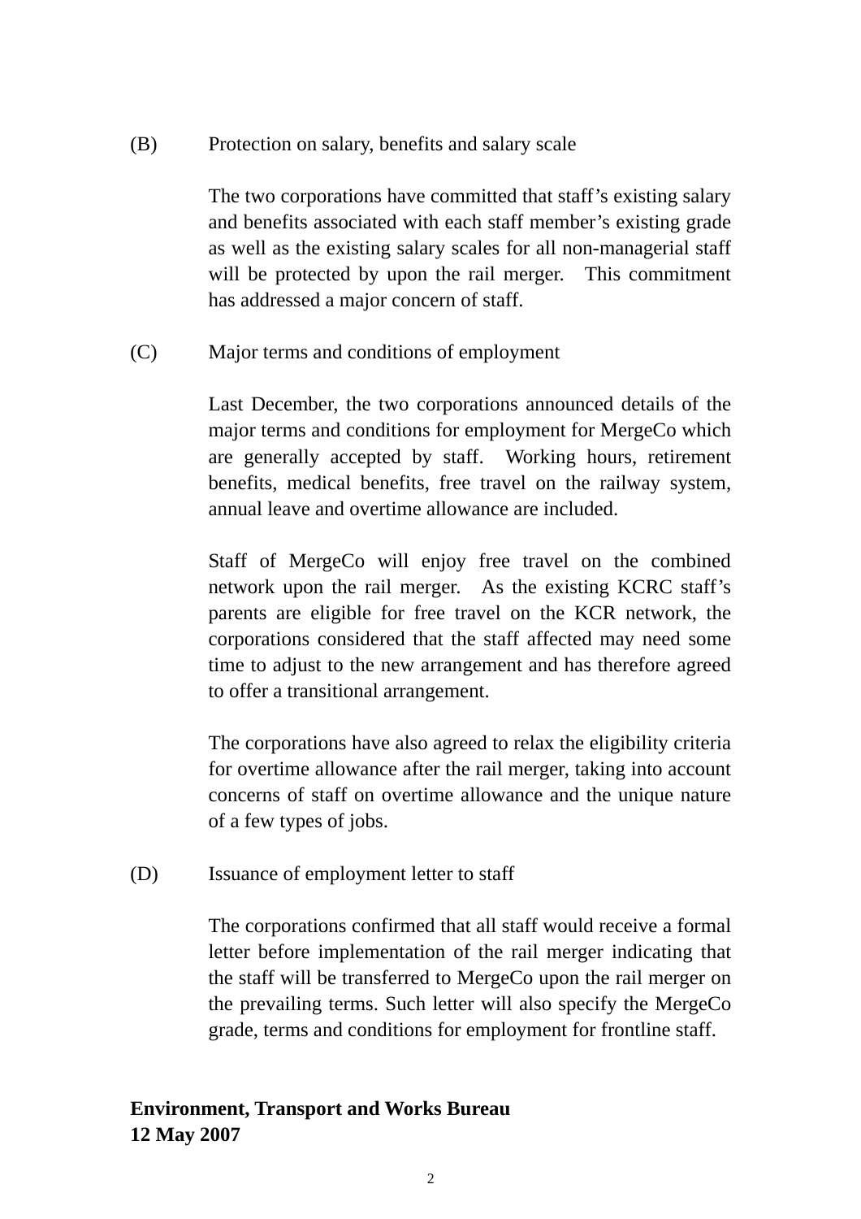(B) Protection on salary, benefits and salary scale

The two corporations have committed that staff's existing salary and benefits associated with each staff member's existing grade as well as the existing salary scales for all non-managerial staff will be protected by upon the rail merger. This commitment has addressed a major concern of staff.

(C) Major terms and conditions of employment

Last December, the two corporations announced details of the major terms and conditions for employment for MergeCo which are generally accepted by staff. Working hours, retirement benefits, medical benefits, free travel on the railway system, annual leave and overtime allowance are included.

Staff of MergeCo will enjoy free travel on the combined network upon the rail merger. As the existing KCRC staff's parents are eligible for free travel on the KCR network, the corporations considered that the staff affected may need some time to adjust to the new arrangement and has therefore agreed to offer a transitional arrangement.

The corporations have also agreed to relax the eligibility criteria for overtime allowance after the rail merger, taking into account concerns of staff on overtime allowance and the unique nature of a few types of jobs.

(D) Issuance of employment letter to staff

The corporations confirmed that all staff would receive a formal letter before implementation of the rail merger indicating that the staff will be transferred to MergeCo upon the rail merger on the prevailing terms. Such letter will also specify the MergeCo grade, terms and conditions for employment for frontline staff.

**Environment, Transport and Works Bureau**
**12 May 2007**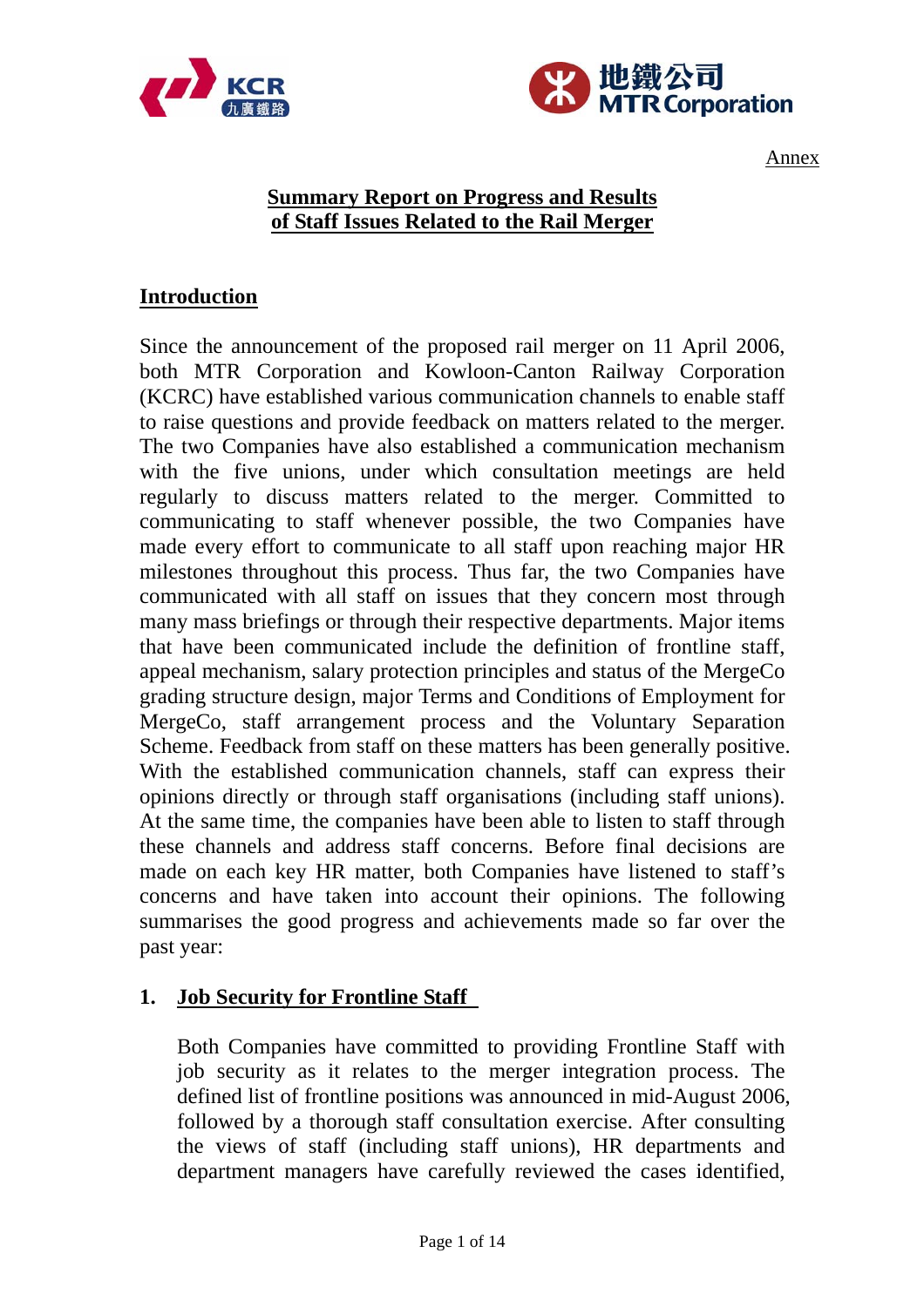Annex

# Summary Report on Progress and Results of Staff Issues Related to the Rail Merger

## Introduction

Since the announcement of the proposed rail merger on 11 April 2006, both MTR Corporation and Kowloon-Canton Railway Corporation (KCRC) have established various communication channels to enable staff to raise questions and provide feedback on matters related to the merger. The two Companies have also established a communication mechanism with the five unions, under which consultation meetings are held regularly to discuss matters related to the merger. Committed to communicating to staff whenever possible, the two Companies have made every effort to communicate to all staff upon reaching major HR milestones throughout this process. Thus far, the two Companies have communicated with all staff on issues that they concern most through many mass briefings or through their respective departments. Major items that have been communicated include the definition of frontline staff, appeal mechanism, salary protection principles and status of the MergeCo grading structure design, major Terms and Conditions of Employment for MergeCo, staff arrangement process and the Voluntary Separation Scheme. Feedback from staff on these matters has been generally positive. With the established communication channels, staff can express their opinions directly or through staff organisations (including staff unions). At the same time, the companies have been able to listen to staff through these channels and address staff concerns. Before final decisions are made on each key HR matter, both Companies have listened to staff's concerns and have taken into account their opinions. The following summarises the good progress and achievements made so far over the past year:

## 1. Job Security for Frontline Staff

Both Companies have committed to providing Frontline Staff with job security as it relates to the merger integration process. The defined list of frontline positions was announced in mid-August 2006, followed by a thorough staff consultation exercise. After consulting the views of staff (including staff unions), HR departments and department managers have carefully reviewed the cases identified,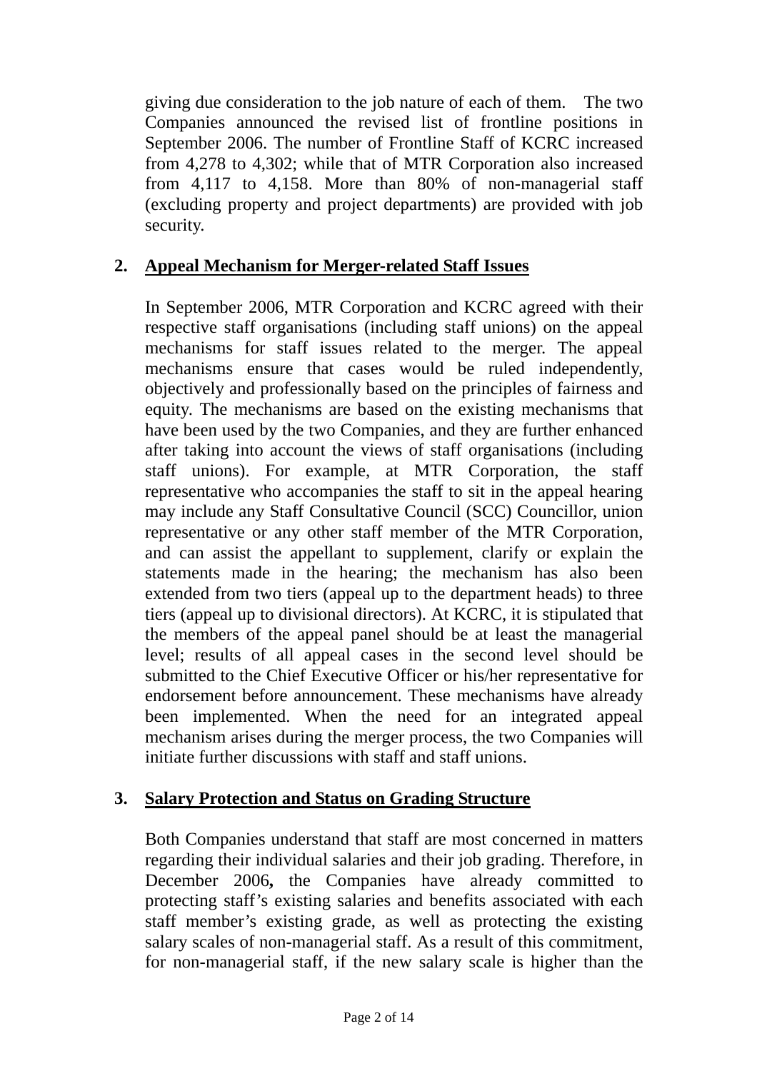giving due consideration to the job nature of each of them. The two Companies announced the revised list of frontline positions in September 2006. The number of Frontline Staff of KCRC increased from 4,278 to 4,302; while that of MTR Corporation also increased from 4,117 to 4,158. More than 80% of non-managerial staff (excluding property and project departments) are provided with job security.

## 2. Appeal Mechanism for Merger-related Staff Issues

In September 2006, MTR Corporation and KCRC agreed with their respective staff organisations (including staff unions) on the appeal mechanisms for staff issues related to the merger. The appeal mechanisms ensure that cases would be ruled independently, objectively and professionally based on the principles of fairness and equity. The mechanisms are based on the existing mechanisms that have been used by the two Companies, and they are further enhanced after taking into account the views of staff organisations (including staff unions). For example, at MTR Corporation, the staff representative who accompanies the staff to sit in the appeal hearing may include any Staff Consultative Council (SCC) Councillor, union representative or any other staff member of the MTR Corporation, and can assist the appellant to supplement, clarify or explain the statements made in the hearing; the mechanism has also been extended from two tiers (appeal up to the department heads) to three tiers (appeal up to divisional directors). At KCRC, it is stipulated that the members of the appeal panel should be at least the managerial level; results of all appeal cases in the second level should be submitted to the Chief Executive Officer or his/her representative for endorsement before announcement. These mechanisms have already been implemented. When the need for an integrated appeal mechanism arises during the merger process, the two Companies will initiate further discussions with staff and staff unions.

## 3. Salary Protection and Status on Grading Structure

Both Companies understand that staff are most concerned in matters regarding their individual salaries and their job grading. Therefore, in December 2006**,** the Companies have already committed to protecting staff's existing salaries and benefits associated with each staff member's existing grade, as well as protecting the existing salary scales of non-managerial staff. As a result of this commitment, for non-managerial staff, if the new salary scale is higher than the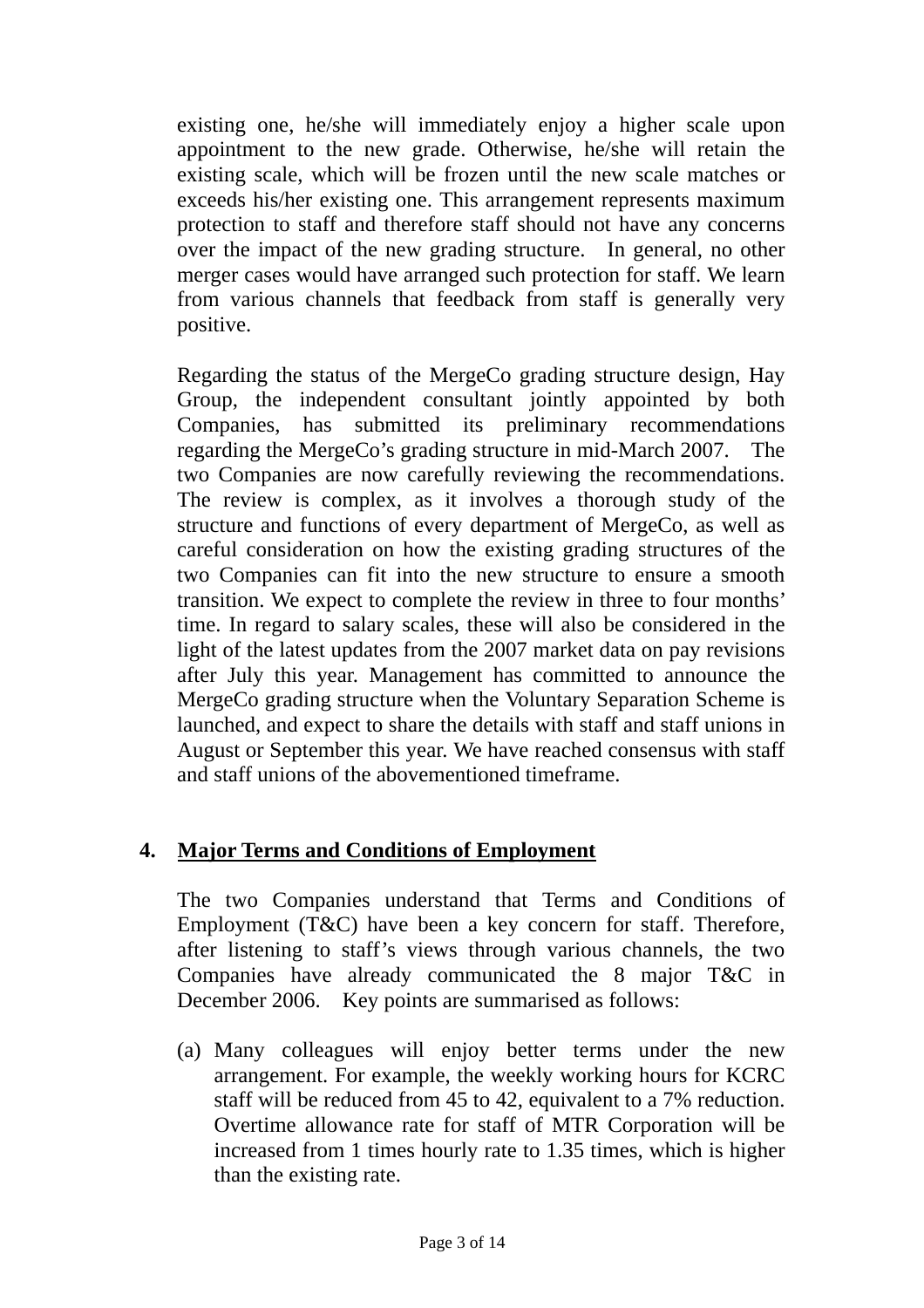existing one, he/she will immediately enjoy a higher scale upon appointment to the new grade. Otherwise, he/she will retain the existing scale, which will be frozen until the new scale matches or exceeds his/her existing one. This arrangement represents maximum protection to staff and therefore staff should not have any concerns over the impact of the new grading structure. In general, no other merger cases would have arranged such protection for staff. We learn from various channels that feedback from staff is generally very positive.

Regarding the status of the MergeCo grading structure design, Hay Group, the independent consultant jointly appointed by both Companies, has submitted its preliminary recommendations regarding the MergeCo's grading structure in mid-March 2007. The two Companies are now carefully reviewing the recommendations. The review is complex, as it involves a thorough study of the structure and functions of every department of MergeCo, as well as careful consideration on how the existing grading structures of the two Companies can fit into the new structure to ensure a smooth transition. We expect to complete the review in three to four months' time. In regard to salary scales, these will also be considered in the light of the latest updates from the 2007 market data on pay revisions after July this year. Management has committed to announce the MergeCo grading structure when the Voluntary Separation Scheme is launched, and expect to share the details with staff and staff unions in August or September this year. We have reached consensus with staff and staff unions of the abovementioned timeframe.

## 4. Major Terms and Conditions of Employment

The two Companies understand that Terms and Conditions of Employment (T&C) have been a key concern for staff. Therefore, after listening to staff's views through various channels, the two Companies have already communicated the 8 major T&C in December 2006. Key points are summarised as follows:

(a) Many colleagues will enjoy better terms under the new arrangement. For example, the weekly working hours for KCRC staff will be reduced from 45 to 42, equivalent to a 7% reduction. Overtime allowance rate for staff of MTR Corporation will be increased from 1 times hourly rate to 1.35 times, which is higher than the existing rate.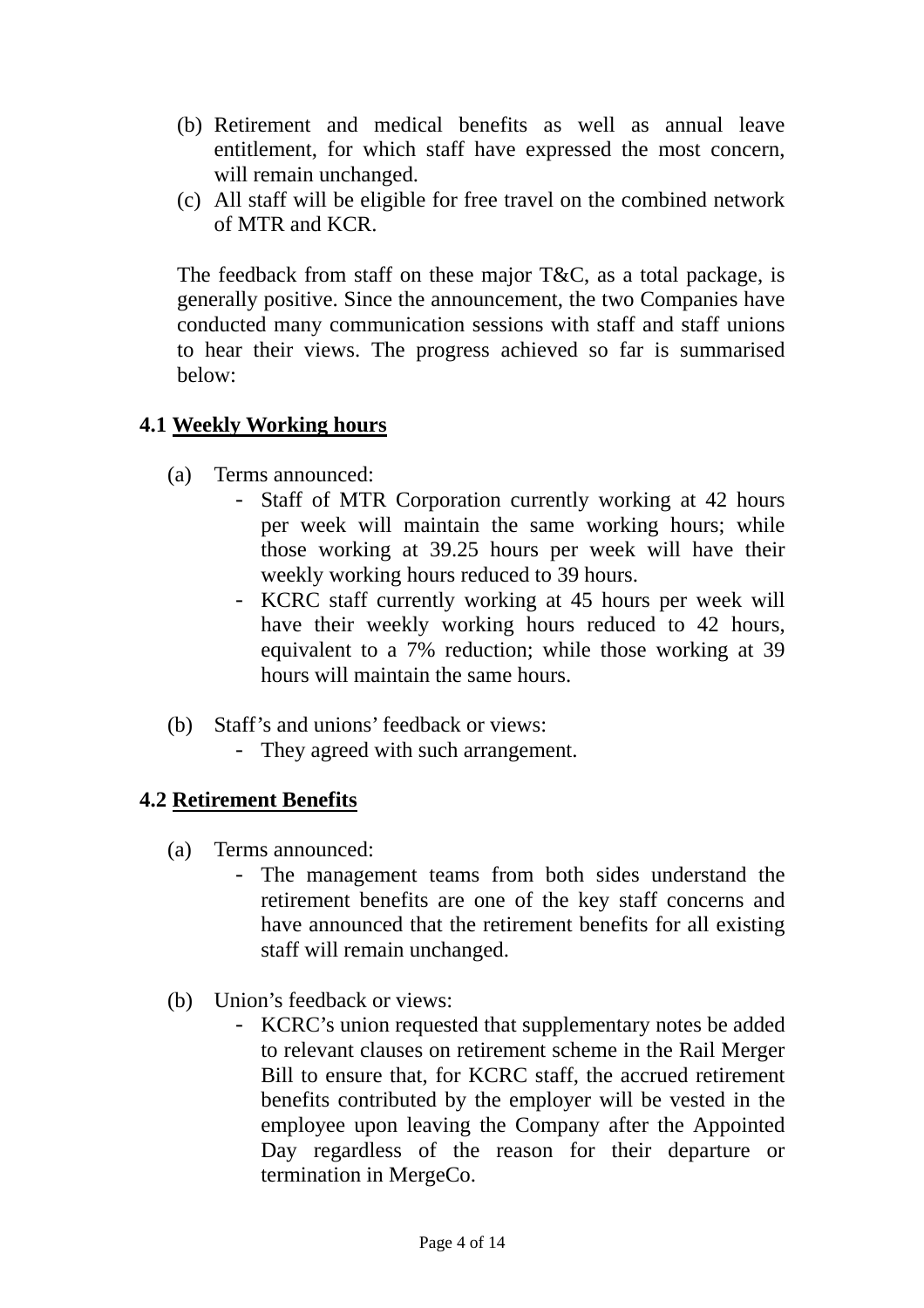(b) Retirement and medical benefits as well as annual leave entitlement, for which staff have expressed the most concern, will remain unchanged.

(c) All staff will be eligible for free travel on the combined network of MTR and KCR.

The feedback from staff on these major T&C, as a total package, is generally positive. Since the announcement, the two Companies have conducted many communication sessions with staff and staff unions to hear their views. The progress achieved so far is summarised below:

### 4.1 Weekly Working hours

(a) Terms announced:

- Staff of MTR Corporation currently working at 42 hours per week will maintain the same working hours; while those working at 39.25 hours per week will have their weekly working hours reduced to 39 hours.
- KCRC staff currently working at 45 hours per week will have their weekly working hours reduced to 42 hours, equivalent to a 7% reduction; while those working at 39 hours will maintain the same hours.

(b) Staff's and unions' feedback or views:

- They agreed with such arrangement.

### 4.2 Retirement Benefits

(a) Terms announced:

- The management teams from both sides understand the retirement benefits are one of the key staff concerns and have announced that the retirement benefits for all existing staff will remain unchanged.

(b) Union's feedback or views:

- KCRC's union requested that supplementary notes be added to relevant clauses on retirement scheme in the Rail Merger Bill to ensure that, for KCRC staff, the accrued retirement benefits contributed by the employer will be vested in the employee upon leaving the Company after the Appointed Day regardless of the reason for their departure or termination in MergeCo.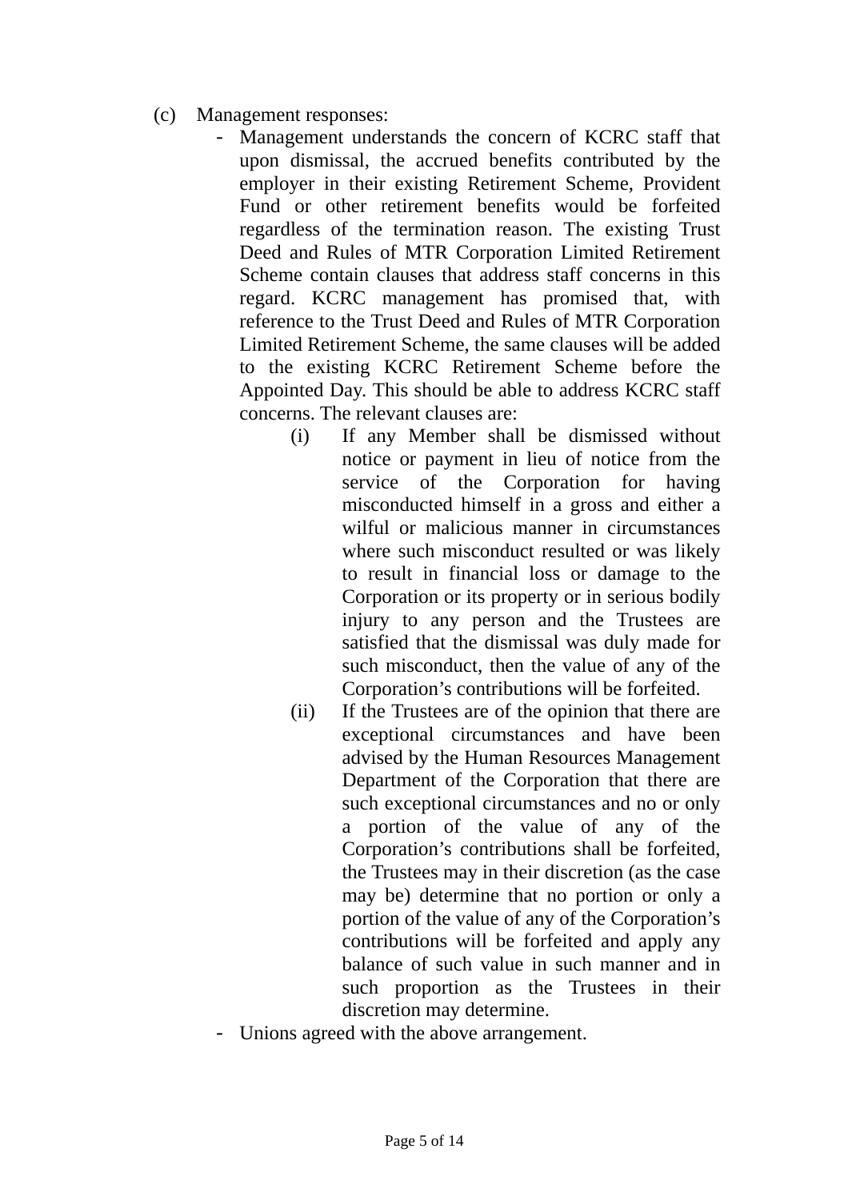(c) Management responses:

- Management understands the concern of KCRC staff that upon dismissal, the accrued benefits contributed by the employer in their existing Retirement Scheme, Provident Fund or other retirement benefits would be forfeited regardless of the termination reason. The existing Trust Deed and Rules of MTR Corporation Limited Retirement Scheme contain clauses that address staff concerns in this regard. KCRC management has promised that, with reference to the Trust Deed and Rules of MTR Corporation Limited Retirement Scheme, the same clauses will be added to the existing KCRC Retirement Scheme before the Appointed Day. This should be able to address KCRC staff concerns. The relevant clauses are:
    - (i) If any Member shall be dismissed without notice or payment in lieu of notice from the service of the Corporation for having misconducted himself in a gross and either a wilful or malicious manner in circumstances where such misconduct resulted or was likely to result in financial loss or damage to the Corporation or its property or in serious bodily injury to any person and the Trustees are satisfied that the dismissal was duly made for such misconduct, then the value of any of the Corporation's contributions will be forfeited.
    - (ii) If the Trustees are of the opinion that there are exceptional circumstances and have been advised by the Human Resources Management Department of the Corporation that there are such exceptional circumstances and no or only a portion of the value of any of the Corporation's contributions shall be forfeited, the Trustees may in their discretion (as the case may be) determine that no portion or only a portion of the value of any of the Corporation's contributions will be forfeited and apply any balance of such value in such manner and in such proportion as the Trustees in their discretion may determine.
- Unions agreed with the above arrangement.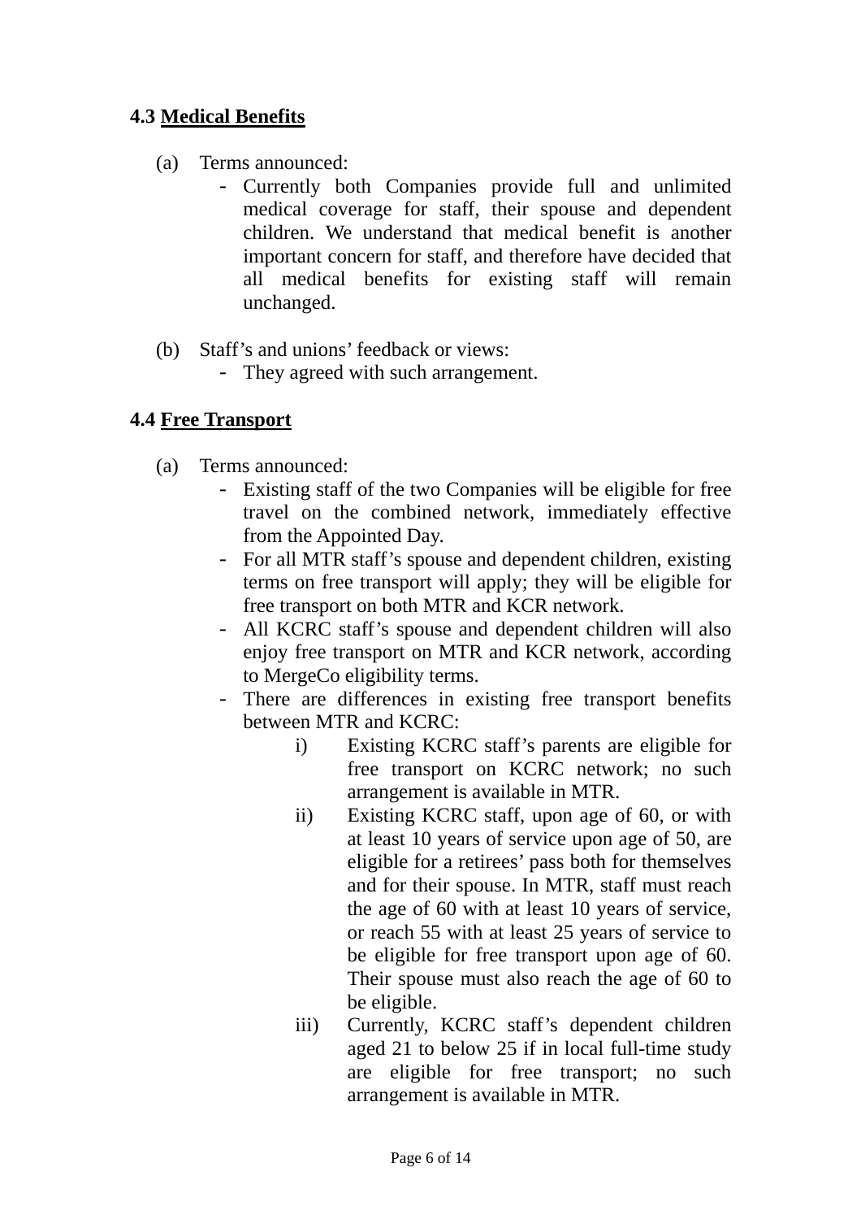### 4.3 Medical Benefits

(a) Terms announced:

- Currently both Companies provide full and unlimited medical coverage for staff, their spouse and dependent children. We understand that medical benefit is another important concern for staff, and therefore have decided that all medical benefits for existing staff will remain unchanged.

(b) Staff's and unions' feedback or views:

- They agreed with such arrangement.

### 4.4 Free Transport

(a) Terms announced:

- Existing staff of the two Companies will be eligible for free travel on the combined network, immediately effective from the Appointed Day.
- For all MTR staff's spouse and dependent children, existing terms on free transport will apply; they will be eligible for free transport on both MTR and KCR network.
- All KCRC staff's spouse and dependent children will also enjoy free transport on MTR and KCR network, according to MergeCo eligibility terms.
- There are differences in existing free transport benefits between MTR and KCRC:
  - i) Existing KCRC staff's parents are eligible for free transport on KCRC network; no such arrangement is available in MTR.
  - ii) Existing KCRC staff, upon age of 60, or with at least 10 years of service upon age of 50, are eligible for a retirees' pass both for themselves and for their spouse. In MTR, staff must reach the age of 60 with at least 10 years of service, or reach 55 with at least 25 years of service to be eligible for free transport upon age of 60. Their spouse must also reach the age of 60 to be eligible.
  - iii) Currently, KCRC staff's dependent children aged 21 to below 25 if in local full-time study are eligible for free transport; no such arrangement is available in MTR.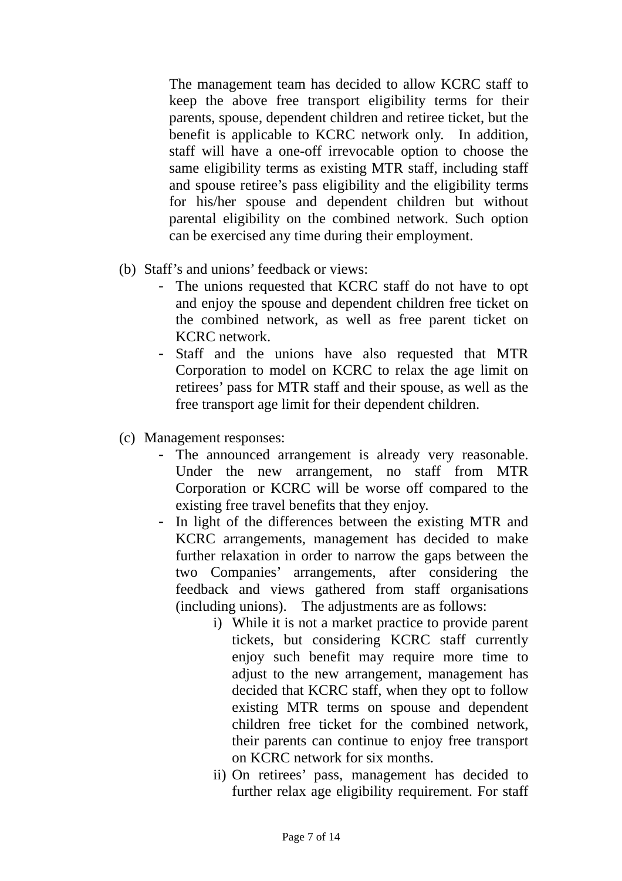The management team has decided to allow KCRC staff to keep the above free transport eligibility terms for their parents, spouse, dependent children and retiree ticket, but the benefit is applicable to KCRC network only. In addition, staff will have a one-off irrevocable option to choose the same eligibility terms as existing MTR staff, including staff and spouse retiree's pass eligibility and the eligibility terms for his/her spouse and dependent children but without parental eligibility on the combined network. Such option can be exercised any time during their employment.

(b) Staff's and unions' feedback or views:

- The unions requested that KCRC staff do not have to opt and enjoy the spouse and dependent children free ticket on the combined network, as well as free parent ticket on KCRC network.
- Staff and the unions have also requested that MTR Corporation to model on KCRC to relax the age limit on retirees' pass for MTR staff and their spouse, as well as the free transport age limit for their dependent children.

(c) Management responses:

- The announced arrangement is already very reasonable. Under the new arrangement, no staff from MTR Corporation or KCRC will be worse off compared to the existing free travel benefits that they enjoy.
- In light of the differences between the existing MTR and KCRC arrangements, management has decided to make further relaxation in order to narrow the gaps between the two Companies' arrangements, after considering the feedback and views gathered from staff organisations (including unions). The adjustments are as follows:
    - i) While it is not a market practice to provide parent tickets, but considering KCRC staff currently enjoy such benefit may require more time to adjust to the new arrangement, management has decided that KCRC staff, when they opt to follow existing MTR terms on spouse and dependent children free ticket for the combined network, their parents can continue to enjoy free transport on KCRC network for six months.
    - ii) On retirees' pass, management has decided to further relax age eligibility requirement. For staff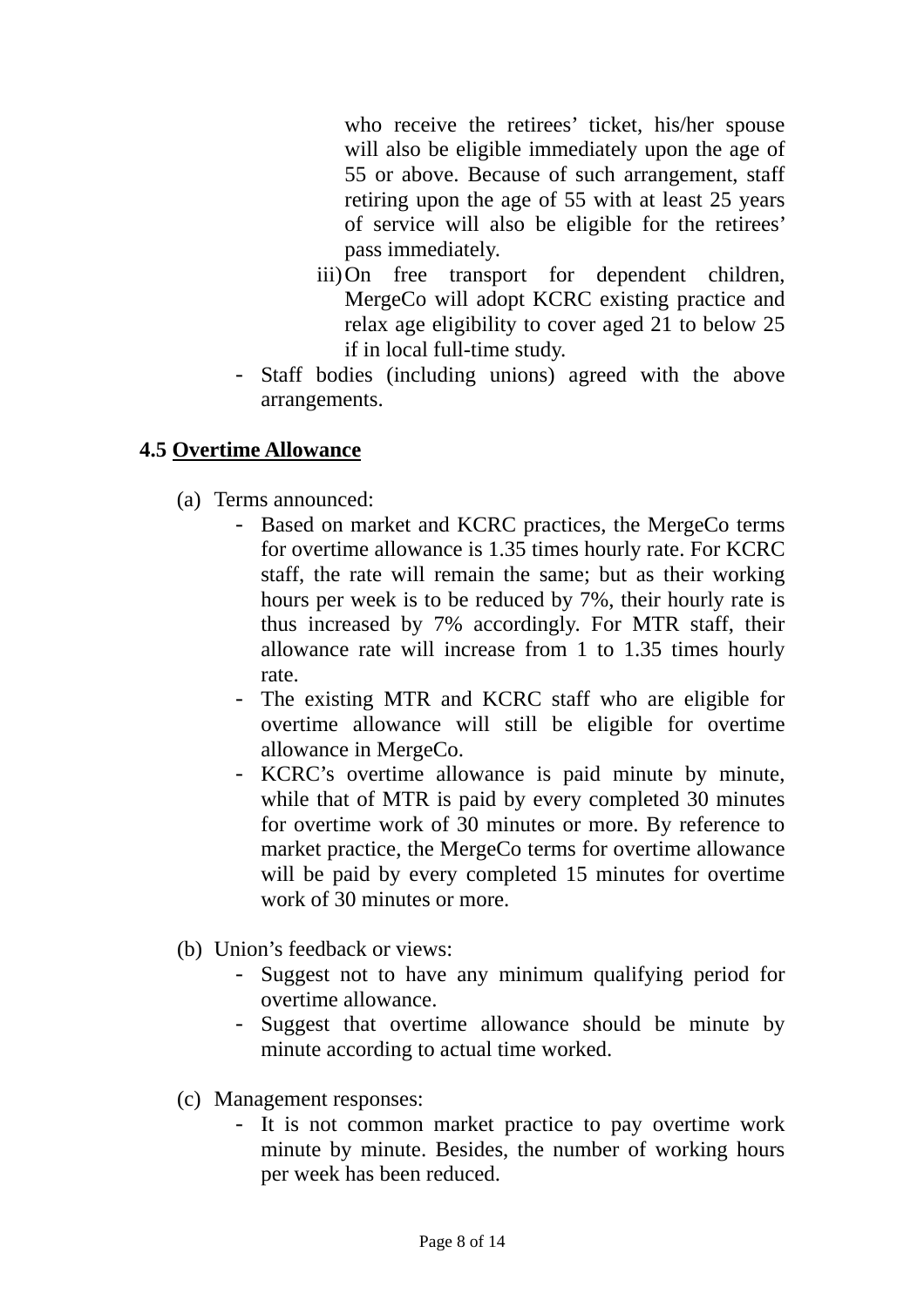who receive the retirees' ticket, his/her spouse will also be eligible immediately upon the age of 55 or above. Because of such arrangement, staff retiring upon the age of 55 with at least 25 years of service will also be eligible for the retirees' pass immediately.

iii) On free transport for dependent children, MergeCo will adopt KCRC existing practice and relax age eligibility to cover aged 21 to below 25 if in local full-time study.

- Staff bodies (including unions) agreed with the above arrangements.

**4.5 <u>Overtime Allowance</u>**

(a) Terms announced:

- Based on market and KCRC practices, the MergeCo terms for overtime allowance is 1.35 times hourly rate. For KCRC staff, the rate will remain the same; but as their working hours per week is to be reduced by 7%, their hourly rate is thus increased by 7% accordingly. For MTR staff, their allowance rate will increase from 1 to 1.35 times hourly rate.
- The existing MTR and KCRC staff who are eligible for overtime allowance will still be eligible for overtime allowance in MergeCo.
- KCRC's overtime allowance is paid minute by minute, while that of MTR is paid by every completed 30 minutes for overtime work of 30 minutes or more. By reference to market practice, the MergeCo terms for overtime allowance will be paid by every completed 15 minutes for overtime work of 30 minutes or more.

(b) Union's feedback or views:

- Suggest not to have any minimum qualifying period for overtime allowance.
- Suggest that overtime allowance should be minute by minute according to actual time worked.

(c) Management responses:

- It is not common market practice to pay overtime work minute by minute. Besides, the number of working hours per week has been reduced.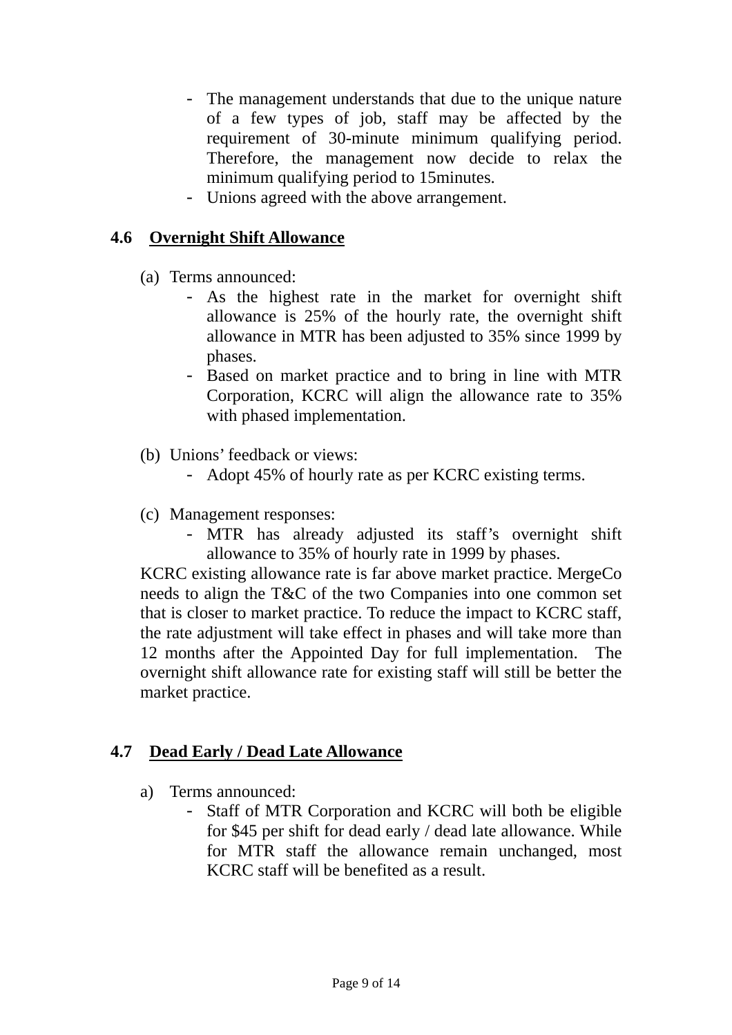- The management understands that due to the unique nature of a few types of job, staff may be affected by the requirement of 30-minute minimum qualifying period. Therefore, the management now decide to relax the minimum qualifying period to 15minutes.
- Unions agreed with the above arrangement.

### 4.6 Overnight Shift Allowance

(a) Terms announced:

- As the highest rate in the market for overnight shift allowance is 25% of the hourly rate, the overnight shift allowance in MTR has been adjusted to 35% since 1999 by phases.
- Based on market practice and to bring in line with MTR Corporation, KCRC will align the allowance rate to 35% with phased implementation.

(b) Unions' feedback or views:

- Adopt 45% of hourly rate as per KCRC existing terms.

(c) Management responses:

- MTR has already adjusted its staff's overnight shift allowance to 35% of hourly rate in 1999 by phases.

KCRC existing allowance rate is far above market practice. MergeCo needs to align the T&C of the two Companies into one common set that is closer to market practice. To reduce the impact to KCRC staff, the rate adjustment will take effect in phases and will take more than 12 months after the Appointed Day for full implementation. The overnight shift allowance rate for existing staff will still be better the market practice.

### 4.7 Dead Early / Dead Late Allowance

a) Terms announced:

- Staff of MTR Corporation and KCRC will both be eligible for $45 per shift for dead early / dead late allowance. While for MTR staff the allowance remain unchanged, most KCRC staff will be benefited as a result.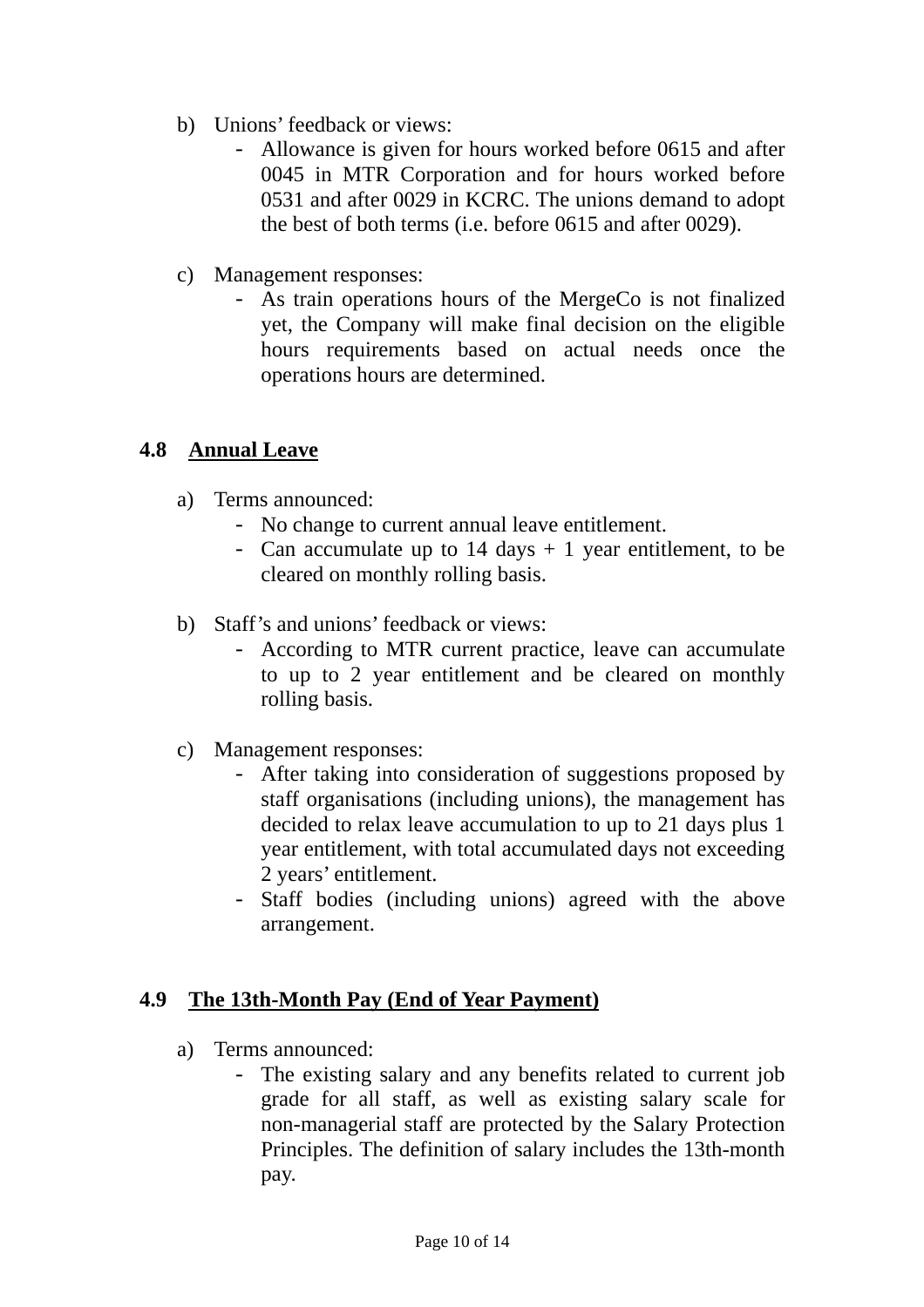b) Unions' feedback or views:
   - Allowance is given for hours worked before 0615 and after 0045 in MTR Corporation and for hours worked before 0531 and after 0029 in KCRC. The unions demand to adopt the best of both terms (i.e. before 0615 and after 0029).

c) Management responses:
   - As train operations hours of the MergeCo is not finalized yet, the Company will make final decision on the eligible hours requirements based on actual needs once the operations hours are determined.

### 4.8 Annual Leave

a) Terms announced:
   - No change to current annual leave entitlement.
   - Can accumulate up to 14 days + 1 year entitlement, to be cleared on monthly rolling basis.

b) Staff's and unions' feedback or views:
   - According to MTR current practice, leave can accumulate to up to 2 year entitlement and be cleared on monthly rolling basis.

c) Management responses:
   - After taking into consideration of suggestions proposed by staff organisations (including unions), the management has decided to relax leave accumulation to up to 21 days plus 1 year entitlement, with total accumulated days not exceeding 2 years' entitlement.
   - Staff bodies (including unions) agreed with the above arrangement.

### 4.9 The 13th-Month Pay (End of Year Payment)

a) Terms announced:
   - The existing salary and any benefits related to current job grade for all staff, as well as existing salary scale for non-managerial staff are protected by the Salary Protection Principles. The definition of salary includes the 13th-month pay.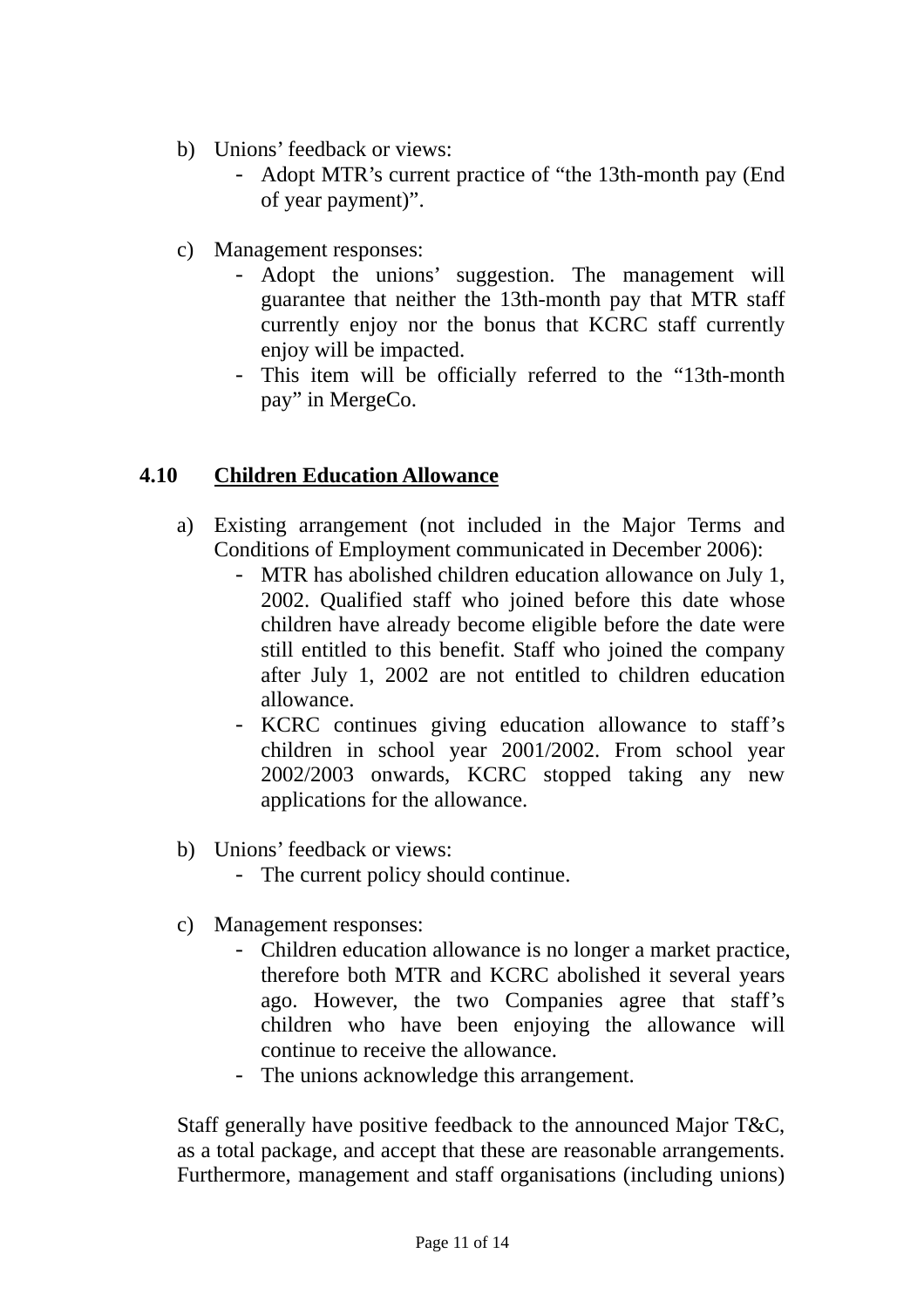b) Unions' feedback or views:
   - Adopt MTR's current practice of "the 13th-month pay (End of year payment)".

c) Management responses:
   - Adopt the unions' suggestion. The management will guarantee that neither the 13th-month pay that MTR staff currently enjoy nor the bonus that KCRC staff currently enjoy will be impacted.
   - This item will be officially referred to the "13th-month pay" in MergeCo.

### 4.10 <u>Children Education Allowance</u>

a) Existing arrangement (not included in the Major Terms and Conditions of Employment communicated in December 2006):
   - MTR has abolished children education allowance on July 1, 2002. Qualified staff who joined before this date whose children have already become eligible before the date were still entitled to this benefit. Staff who joined the company after July 1, 2002 are not entitled to children education allowance.
   - KCRC continues giving education allowance to staff's children in school year 2001/2002. From school year 2002/2003 onwards, KCRC stopped taking any new applications for the allowance.

b) Unions' feedback or views:
   - The current policy should continue.

c) Management responses:
   - Children education allowance is no longer a market practice, therefore both MTR and KCRC abolished it several years ago. However, the two Companies agree that staff's children who have been enjoying the allowance will continue to receive the allowance.
   - The unions acknowledge this arrangement.

Staff generally have positive feedback to the announced Major T&C, as a total package, and accept that these are reasonable arrangements. Furthermore, management and staff organisations (including unions)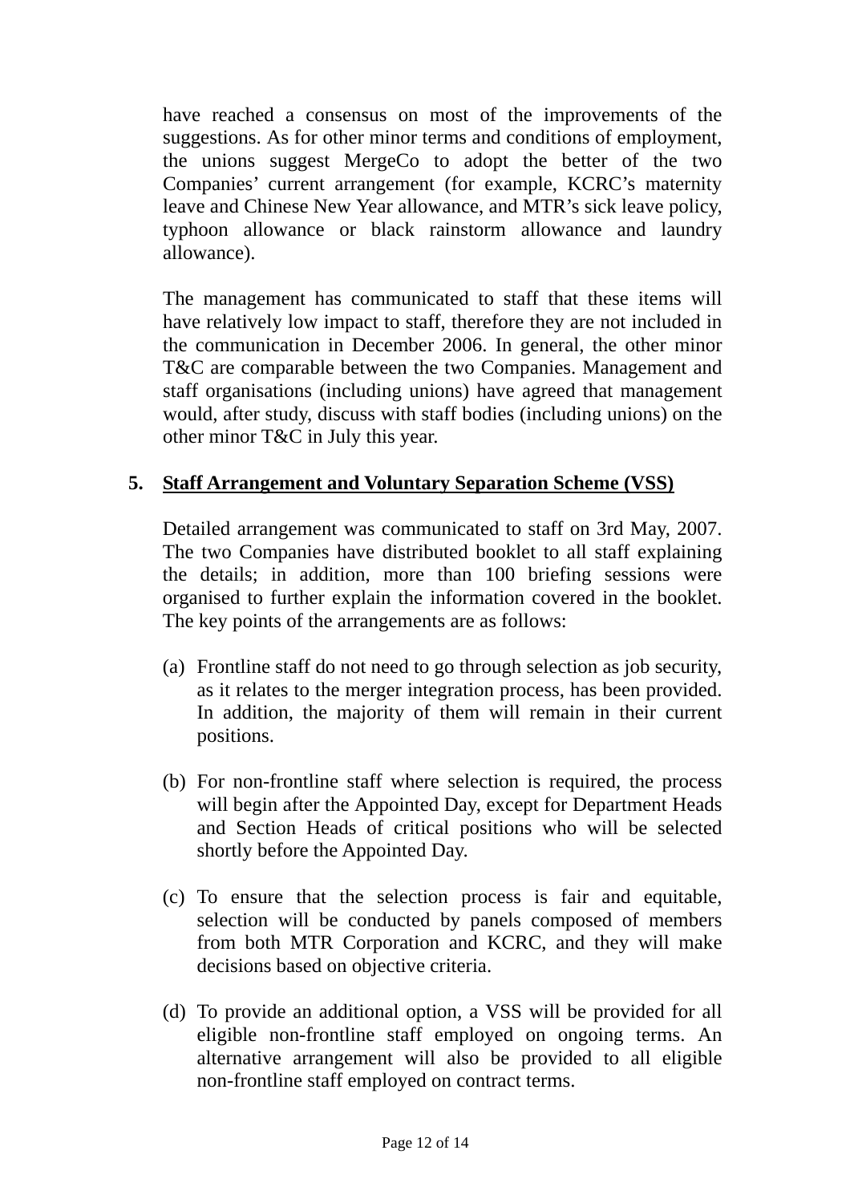have reached a consensus on most of the improvements of the suggestions. As for other minor terms and conditions of employment, the unions suggest MergeCo to adopt the better of the two Companies' current arrangement (for example, KCRC's maternity leave and Chinese New Year allowance, and MTR's sick leave policy, typhoon allowance or black rainstorm allowance and laundry allowance).

The management has communicated to staff that these items will have relatively low impact to staff, therefore they are not included in the communication in December 2006. In general, the other minor T&C are comparable between the two Companies. Management and staff organisations (including unions) have agreed that management would, after study, discuss with staff bodies (including unions) on the other minor T&C in July this year.

## 5. Staff Arrangement and Voluntary Separation Scheme (VSS)

Detailed arrangement was communicated to staff on 3rd May, 2007. The two Companies have distributed booklet to all staff explaining the details; in addition, more than 100 briefing sessions were organised to further explain the information covered in the booklet. The key points of the arrangements are as follows:

(a) Frontline staff do not need to go through selection as job security, as it relates to the merger integration process, has been provided. In addition, the majority of them will remain in their current positions.

(b) For non-frontline staff where selection is required, the process will begin after the Appointed Day, except for Department Heads and Section Heads of critical positions who will be selected shortly before the Appointed Day.

(c) To ensure that the selection process is fair and equitable, selection will be conducted by panels composed of members from both MTR Corporation and KCRC, and they will make decisions based on objective criteria.

(d) To provide an additional option, a VSS will be provided for all eligible non-frontline staff employed on ongoing terms. An alternative arrangement will also be provided to all eligible non-frontline staff employed on contract terms.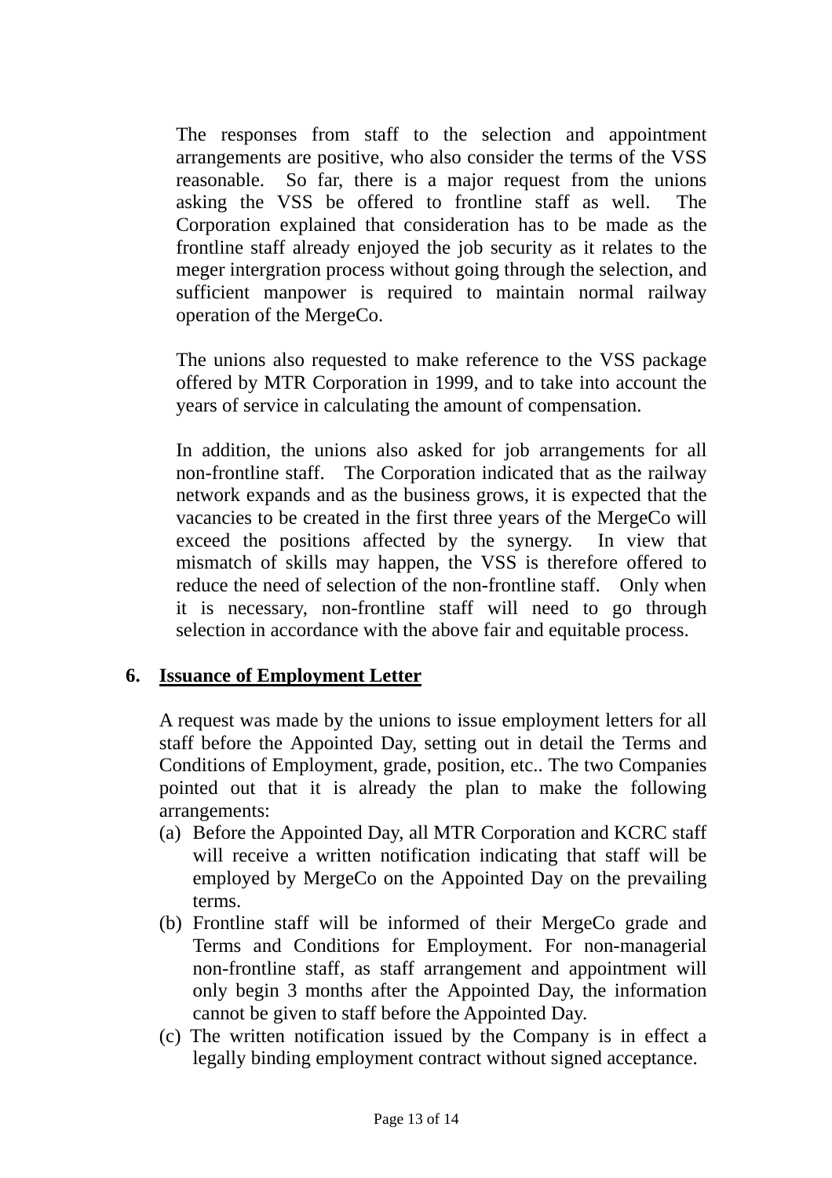The responses from staff to the selection and appointment arrangements are positive, who also consider the terms of the VSS reasonable. So far, there is a major request from the unions asking the VSS be offered to frontline staff as well. The Corporation explained that consideration has to be made as the frontline staff already enjoyed the job security as it relates to the meger intergration process without going through the selection, and sufficient manpower is required to maintain normal railway operation of the MergeCo.

The unions also requested to make reference to the VSS package offered by MTR Corporation in 1999, and to take into account the years of service in calculating the amount of compensation.

In addition, the unions also asked for job arrangements for all non-frontline staff. The Corporation indicated that as the railway network expands and as the business grows, it is expected that the vacancies to be created in the first three years of the MergeCo will exceed the positions affected by the synergy. In view that mismatch of skills may happen, the VSS is therefore offered to reduce the need of selection of the non-frontline staff. Only when it is necessary, non-frontline staff will need to go through selection in accordance with the above fair and equitable process.

## 6. Issuance of Employment Letter

A request was made by the unions to issue employment letters for all staff before the Appointed Day, setting out in detail the Terms and Conditions of Employment, grade, position, etc.. The two Companies pointed out that it is already the plan to make the following arrangements:

(a) Before the Appointed Day, all MTR Corporation and KCRC staff will receive a written notification indicating that staff will be employed by MergeCo on the Appointed Day on the prevailing terms.

(b) Frontline staff will be informed of their MergeCo grade and Terms and Conditions for Employment. For non-managerial non-frontline staff, as staff arrangement and appointment will only begin 3 months after the Appointed Day, the information cannot be given to staff before the Appointed Day.

(c) The written notification issued by the Company is in effect a legally binding employment contract without signed acceptance.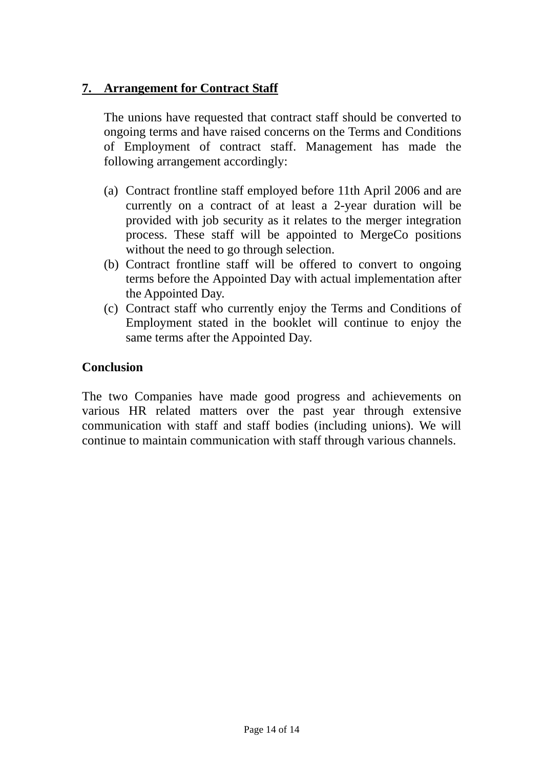## 7. Arrangement for Contract Staff

The unions have requested that contract staff should be converted to ongoing terms and have raised concerns on the Terms and Conditions of Employment of contract staff. Management has made the following arrangement accordingly:

(a) Contract frontline staff employed before 11th April 2006 and are currently on a contract of at least a 2-year duration will be provided with job security as it relates to the merger integration process. These staff will be appointed to MergeCo positions without the need to go through selection.

(b) Contract frontline staff will be offered to convert to ongoing terms before the Appointed Day with actual implementation after the Appointed Day.

(c) Contract staff who currently enjoy the Terms and Conditions of Employment stated in the booklet will continue to enjoy the same terms after the Appointed Day.

**Conclusion**

The two Companies have made good progress and achievements on various HR related matters over the past year through extensive communication with staff and staff bodies (including unions). We will continue to maintain communication with staff through various channels.